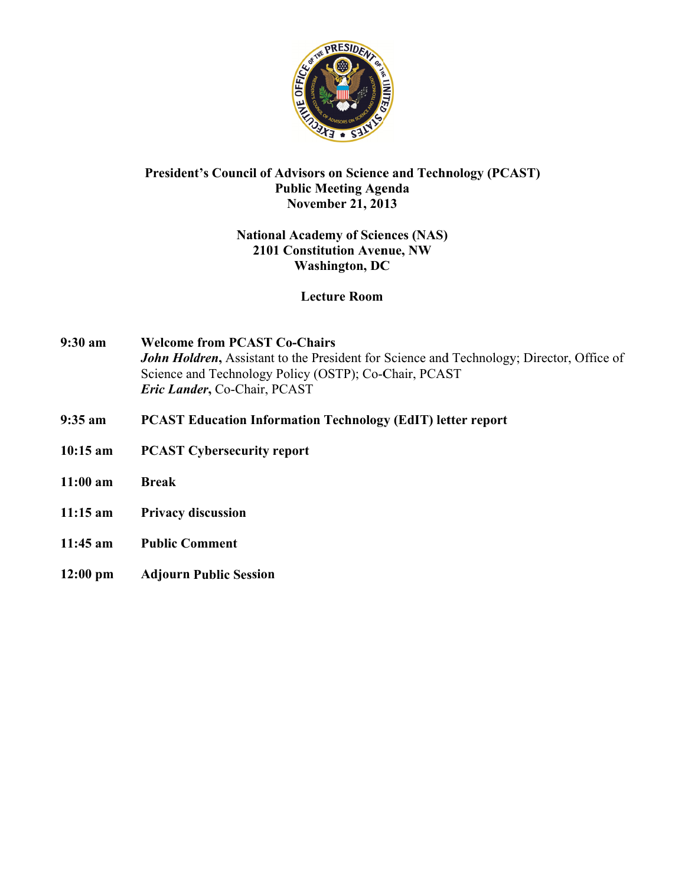# President's Council of Advisors on Science and Technology (PCAST)

## Public Meeting Agenda

## November 21, 2013

**National Academy of Sciences (NAS)**
**2101 Constitution Avenue, NW**
**Washington, DC**

**Lecture Room**

**9:30 am** **Welcome from PCAST Co-Chairs**
***John Holdren*****,** Assistant to the President for Science and Technology; Director, Office of Science and Technology Policy (OSTP); Co-Chair, PCAST
***Eric Lander*****,** Co-Chair, PCAST

**9:35 am** **PCAST Education Information Technology (EdIT) letter report**

**10:15 am** **PCAST Cybersecurity report**

**11:00 am** **Break**

**11:15 am** **Privacy discussion**

**11:45 am** **Public Comment**

**12:00 pm** **Adjourn Public Session**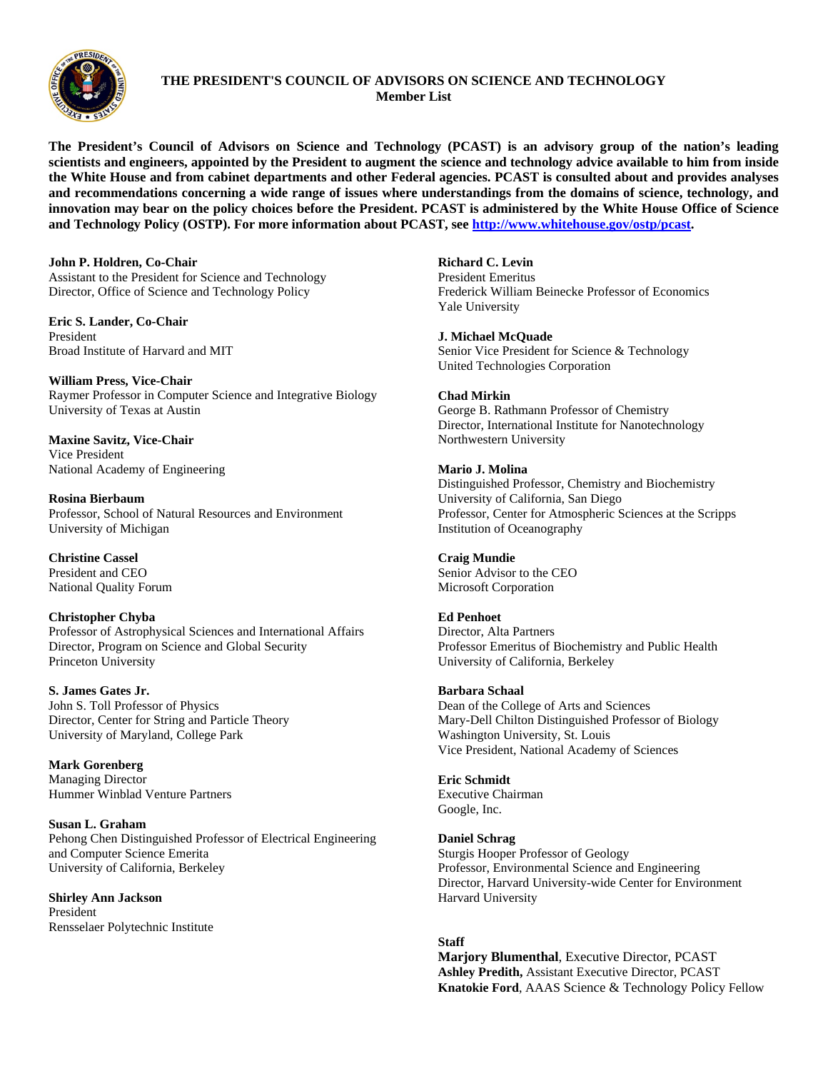# THE PRESIDENT'S COUNCIL OF ADVISORS ON SCIENCE AND TECHNOLOGY
## Member List

**The President's Council of Advisors on Science and Technology (PCAST) is an advisory group of the nation's leading scientists and engineers, appointed by the President to augment the science and technology advice available to him from inside the White House and from cabinet departments and other Federal agencies. PCAST is consulted about and provides analyses and recommendations concerning a wide range of issues where understandings from the domains of science, technology, and innovation may bear on the policy choices before the President. PCAST is administered by the White House Office of Science and Technology Policy (OSTP). For more information about PCAST, see [http://www.whitehouse.gov/ostp/pcast](http://www.whitehouse.gov/ostp/pcast).**

**John P. Holdren, Co-Chair**
Assistant to the President for Science and Technology
Director, Office of Science and Technology Policy

**Eric S. Lander, Co-Chair**
President
Broad Institute of Harvard and MIT

**William Press, Vice-Chair**
Raymer Professor in Computer Science and Integrative Biology
University of Texas at Austin

**Maxine Savitz, Vice-Chair**
Vice President
National Academy of Engineering

**Rosina Bierbaum**
Professor, School of Natural Resources and Environment
University of Michigan

**Christine Cassel**
President and CEO
National Quality Forum

**Christopher Chyba**
Professor of Astrophysical Sciences and International Affairs
Director, Program on Science and Global Security
Princeton University

**S. James Gates Jr.**
John S. Toll Professor of Physics
Director, Center for String and Particle Theory
University of Maryland, College Park

**Mark Gorenberg**
Managing Director
Hummer Winblad Venture Partners

**Susan L. Graham**
Pehong Chen Distinguished Professor of Electrical Engineering and Computer Science Emerita
University of California, Berkeley

**Shirley Ann Jackson**
President
Rensselaer Polytechnic Institute

**Richard C. Levin**
President Emeritus
Frederick William Beinecke Professor of Economics
Yale University

**J. Michael McQuade**
Senior Vice President for Science & Technology
United Technologies Corporation

**Chad Mirkin**
George B. Rathmann Professor of Chemistry
Director, International Institute for Nanotechnology
Northwestern University

**Mario J. Molina**
Distinguished Professor, Chemistry and Biochemistry
University of California, San Diego
Professor, Center for Atmospheric Sciences at the Scripps Institution of Oceanography

**Craig Mundie**
Senior Advisor to the CEO
Microsoft Corporation

**Ed Penhoet**
Director, Alta Partners
Professor Emeritus of Biochemistry and Public Health
University of California, Berkeley

**Barbara Schaal**
Dean of the College of Arts and Sciences
Mary-Dell Chilton Distinguished Professor of Biology
Washington University, St. Louis
Vice President, National Academy of Sciences

**Eric Schmidt**
Executive Chairman
Google, Inc.

**Daniel Schrag**
Sturgis Hooper Professor of Geology
Professor, Environmental Science and Engineering
Director, Harvard University-wide Center for Environment
Harvard University

**Staff**
**Marjory Blumenthal**, Executive Director, PCAST
**Ashley Predith,** Assistant Executive Director, PCAST
**Knatokie Ford**, AAAS Science & Technology Policy Fellow